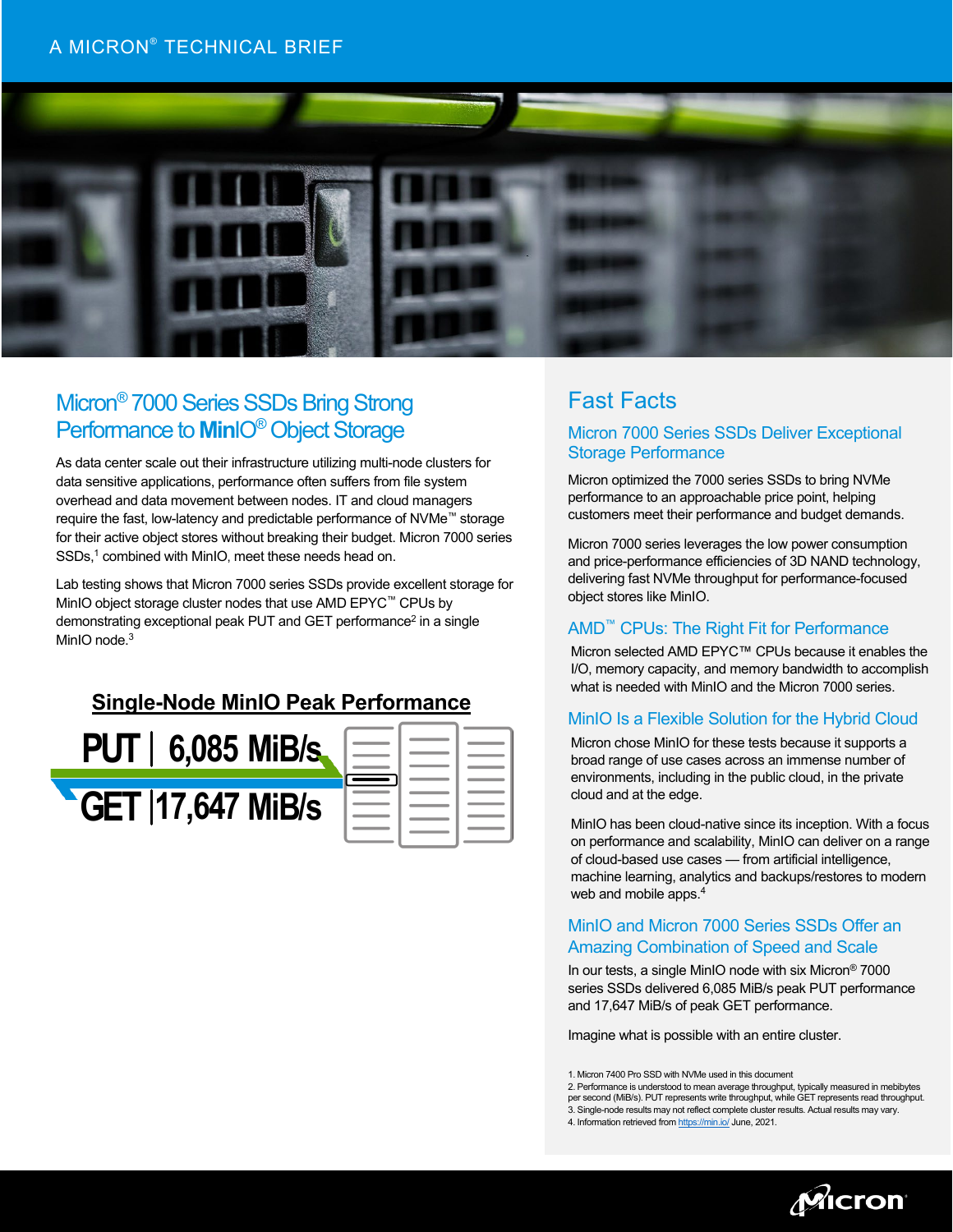A MICRON® TECHNICAL BRIEF

# Micron® 7000 Series SSDs Bring Strong Performance to **MinIO**® Object Storage

As data center scale out their infrastructure utilizing multi-node clusters for data sensitive applications, performance often suffers from file system overhead and data movement between nodes. IT and cloud managers require the fast, low-latency and predictable performance of NVMe™ storage for their active object stores without breaking their budget. Micron 7000 series SSDs,[1] combined with MinIO, meet these needs head on.

Lab testing shows that Micron 7000 series SSDs provide excellent storage for MinIO object storage cluster nodes that use AMD EPYC™ CPUs by demonstrating exceptional peak PUT and GET performance[2] in a single MinIO node.[3]

**Single-Node MinIO Peak Performance**

**PUT | 6,085 MiB/s**

**GET | 17,647 MiB/s**

## Fast Facts

### Micron 7000 Series SSDs Deliver Exceptional Storage Performance

Micron optimized the 7000 series SSDs to bring NVMe performance to an approachable price point, helping customers meet their performance and budget demands.

Micron 7000 series leverages the low power consumption and price-performance efficiencies of 3D NAND technology, delivering fast NVMe throughput for performance-focused object stores like MinIO.

### AMD™ CPUs: The Right Fit for Performance

Micron selected AMD EPYC™ CPUs because it enables the I/O, memory capacity, and memory bandwidth to accomplish what is needed with MinIO and the Micron 7000 series.

### MinIO Is a Flexible Solution for the Hybrid Cloud

Micron chose MinIO for these tests because it supports a broad range of use cases across an immense number of environments, including in the public cloud, in the private cloud and at the edge.

MinIO has been cloud-native since its inception. With a focus on performance and scalability, MinIO can deliver on a range of cloud-based use cases — from artificial intelligence, machine learning, analytics and backups/restores to modern web and mobile apps.[4]

### MinIO and Micron 7000 Series SSDs Offer an Amazing Combination of Speed and Scale

In our tests, a single MinIO node with six Micron® 7000 series SSDs delivered 6,085 MiB/s peak PUT performance and 17,647 MiB/s of peak GET performance.

Imagine what is possible with an entire cluster.

1. Micron 7400 Pro SSD with NVMe used in this document
2. Performance is understood to mean average throughput, typically measured in mebibytes per second (MiB/s). PUT represents write throughput, while GET represents read throughput.
3. Single-node results may not reflect complete cluster results. Actual results may vary.
4. Information retrieved from https://min.io/ June, 2021.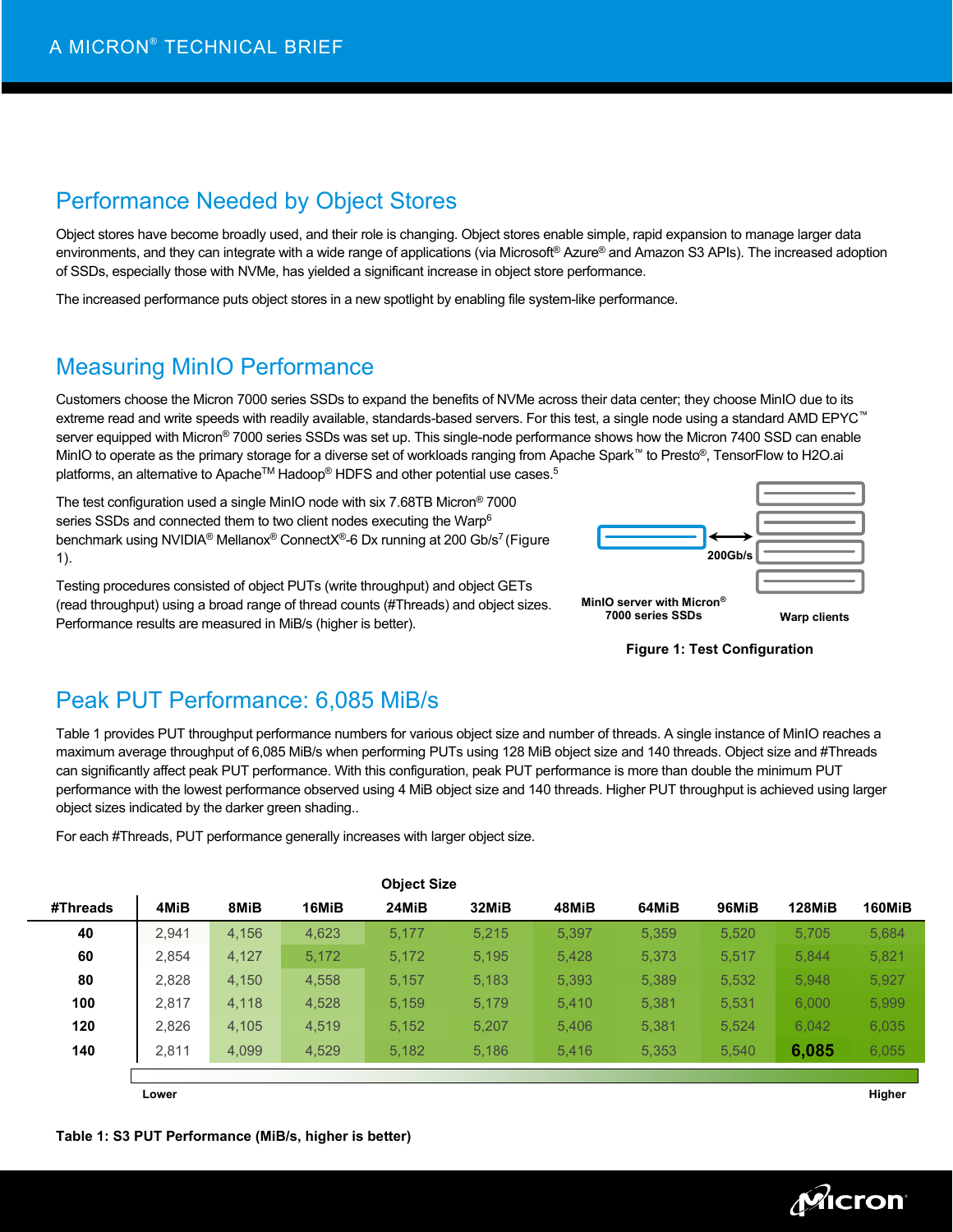## Performance Needed by Object Stores

Object stores have become broadly used, and their role is changing. Object stores enable simple, rapid expansion to manage larger data environments, and they can integrate with a wide range of applications (via Microsoft® Azure® and Amazon S3 APIs). The increased adoption of SSDs, especially those with NVMe, has yielded a significant increase in object store performance.

The increased performance puts object stores in a new spotlight by enabling file system-like performance.

## Measuring MinIO Performance

Customers choose the Micron 7000 series SSDs to expand the benefits of NVMe across their data center; they choose MinIO due to its extreme read and write speeds with readily available, standards-based servers. For this test, a single node using a standard AMD EPYC™ server equipped with Micron® 7000 series SSDs was set up. This single-node performance shows how the Micron 7400 SSD can enable MinIO to operate as the primary storage for a diverse set of workloads ranging from Apache Spark™ to Presto®, TensorFlow to H2O.ai platforms, an alternative to Apache™ Hadoop® HDFS and other potential use cases.[5]

The test configuration used a single MinIO node with six 7.68TB Micron® 7000 series SSDs and connected them to two client nodes executing the Warp[6] benchmark using NVIDIA® Mellanox® ConnectX®-6 Dx running at 200 Gb/s[7] (Figure 1).

Testing procedures consisted of object PUTs (write throughput) and object GETs (read throughput) using a broad range of thread counts (#Threads) and object sizes. Performance results are measured in MiB/s (higher is better).

200Gb/s

MinIO server with Micron® 7000 series SSDs

Warp clients

**Figure 1: Test Configuration**

## Peak PUT Performance: 6,085 MiB/s

Table 1 provides PUT throughput performance numbers for various object size and number of threads. A single instance of MinIO reaches a maximum average throughput of 6,085 MiB/s when performing PUTs using 128 MiB object size and 140 threads. Object size and #Threads can significantly affect peak PUT performance. With this configuration, peak PUT performance is more than double the minimum PUT performance with the lowest performance observed using 4 MiB object size and 140 threads. Higher PUT throughput is achieved using larger object sizes indicated by the darker green shading..

For each #Threads, PUT performance generally increases with larger object size.

| #Threads | 4MiB | 8MiB | 16MiB | 24MiB | 32MiB | 48MiB | 64MiB | 96MiB | 128MiB | 160MiB |
|---|---|---|---|---|---|---|---|---|---|---|
| 40 | 2,941 | 4,156 | 4,623 | 5,177 | 5,215 | 5,397 | 5,359 | 5,520 | 5,705 | 5,684 |
| 60 | 2,854 | 4,127 | 5,172 | 5,172 | 5,195 | 5,428 | 5,373 | 5,517 | 5,844 | 5,821 |
| 80 | 2,828 | 4,150 | 4,558 | 5,157 | 5,183 | 5,393 | 5,389 | 5,532 | 5,948 | 5,927 |
| 100 | 2,817 | 4,118 | 4,528 | 5,159 | 5,179 | 5,410 | 5,381 | 5,531 | 6,000 | 5,999 |
| 120 | 2,826 | 4,105 | 4,519 | 5,152 | 5,207 | 5,406 | 5,381 | 5,524 | 6,042 | 6,035 |
| 140 | 2,811 | 4,099 | 4,529 | 5,182 | 5,186 | 5,416 | 5,353 | 5,540 | **6,085** | 6,055 |

Lower — Higher

**Table 1: S3 PUT Performance (MiB/s, higher is better)**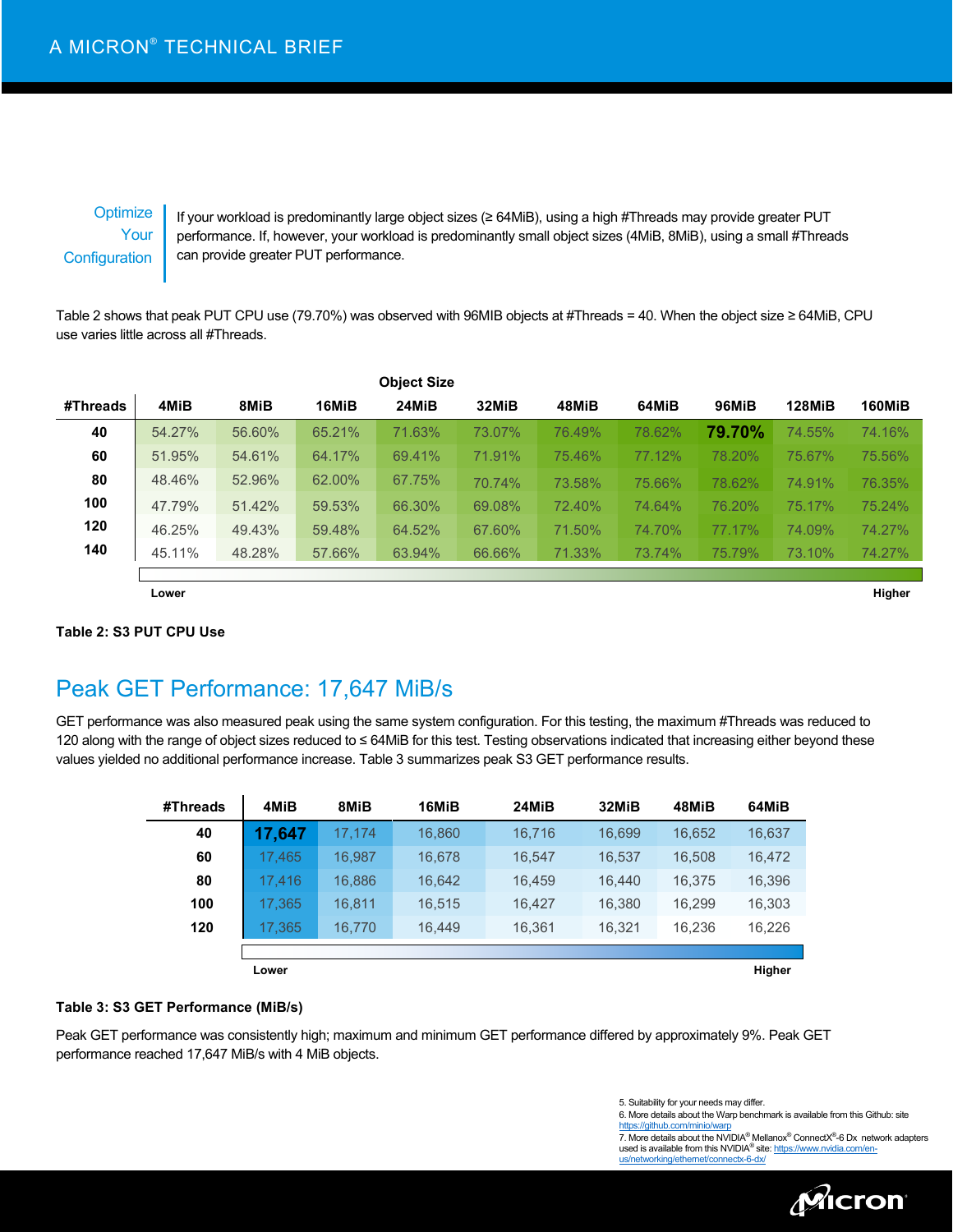Optimize Your Configuration

If your workload is predominantly large object sizes (≥ 64MiB), using a high #Threads may provide greater PUT performance. If, however, your workload is predominantly small object sizes (4MiB, 8MiB), using a small #Threads can provide greater PUT performance.

Table 2 shows that peak PUT CPU use (79.70%) was observed with 96MIB objects at #Threads = 40. When the object size ≥ 64MiB, CPU use varies little across all #Threads.

| | Object Size | | | | | | | | | |
|---|---|---|---|---|---|---|---|---|---|---|
| #Threads | 4MiB | 8MiB | 16MiB | 24MiB | 32MiB | 48MiB | 64MiB | 96MiB | 128MiB | 160MiB |
| 40 | 54.27% | 56.60% | 65.21% | 71.63% | 73.07% | 76.49% | 78.62% | **79.70%** | 74.55% | 74.16% |
| 60 | 51.95% | 54.61% | 64.17% | 69.41% | 71.91% | 75.46% | 77.12% | 78.20% | 75.67% | 75.56% |
| 80 | 48.46% | 52.96% | 62.00% | 67.75% | 70.74% | 73.58% | 75.66% | 78.62% | 74.91% | 76.35% |
| 100 | 47.79% | 51.42% | 59.53% | 66.30% | 69.08% | 72.40% | 74.64% | 76.20% | 75.17% | 75.24% |
| 120 | 46.25% | 49.43% | 59.48% | 64.52% | 67.60% | 71.50% | 74.70% | 77.17% | 74.09% | 74.27% |
| 140 | 45.11% | 48.28% | 57.66% | 63.94% | 66.66% | 71.33% | 73.74% | 75.79% | 73.10% | 74.27% |

Lower — Higher

**Table 2: S3 PUT CPU Use**

## Peak GET Performance: 17,647 MiB/s

GET performance was also measured peak using the same system configuration. For this testing, the maximum #Threads was reduced to 120 along with the range of object sizes reduced to ≤ 64MiB for this test. Testing observations indicated that increasing either beyond these values yielded no additional performance increase. Table 3 summarizes peak S3 GET performance results.

| #Threads | 4MiB | 8MiB | 16MiB | 24MiB | 32MiB | 48MiB | 64MiB |
|---|---|---|---|---|---|---|---|
| 40 | **17,647** | 17,174 | 16,860 | 16,716 | 16,699 | 16,652 | 16,637 |
| 60 | 17,465 | 16,987 | 16,678 | 16,547 | 16,537 | 16,508 | 16,472 |
| 80 | 17,416 | 16,886 | 16,642 | 16,459 | 16,440 | 16,375 | 16,396 |
| 100 | 17,365 | 16,811 | 16,515 | 16,427 | 16,380 | 16,299 | 16,303 |
| 120 | 17,365 | 16,770 | 16,449 | 16,361 | 16,321 | 16,236 | 16,226 |

Lower — Higher

**Table 3: S3 GET Performance (MiB/s)**

Peak GET performance was consistently high; maximum and minimum GET performance differed by approximately 9%. Peak GET performance reached 17,647 MiB/s with 4 MiB objects.

5. Suitability for your needs may differ.
6. More details about the Warp benchmark is available from this Github: site https://github.com/minio/warp
7. More details about the NVIDIA® Mellanox® ConnectX®-6 Dx network adapters used is available from this NVIDIA® site: https://www.nvidia.com/en-us/networking/ethernet/connectx-6-dx/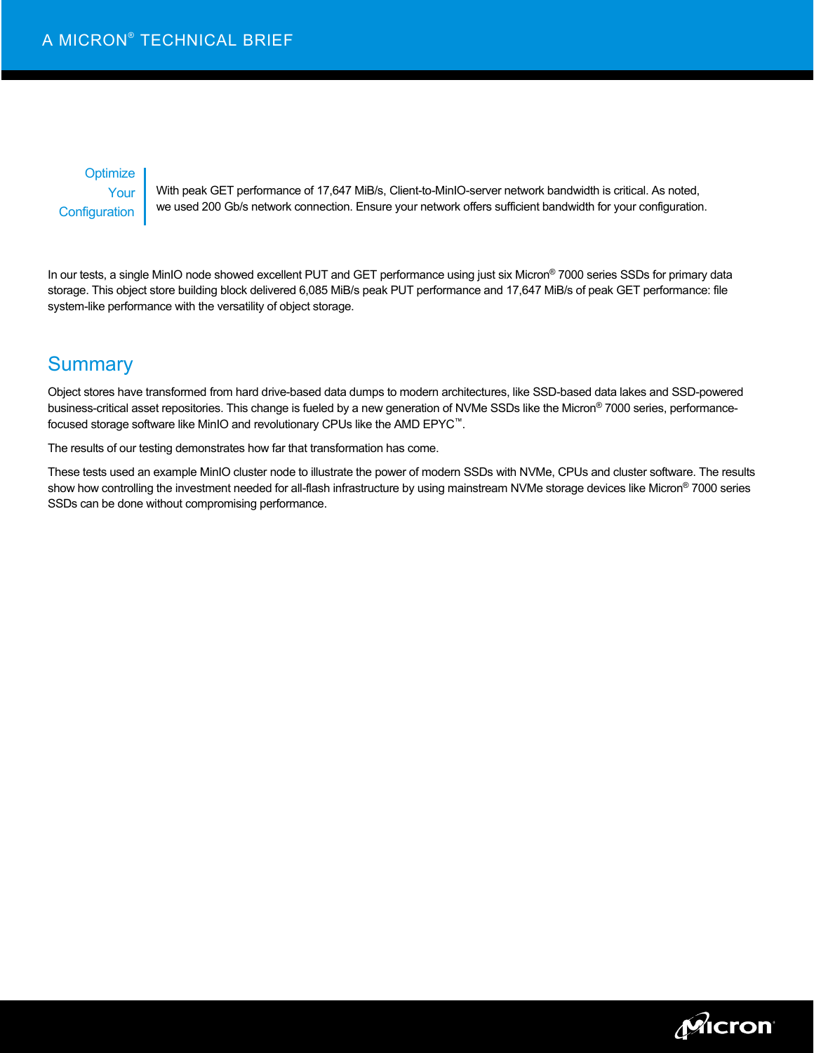**Optimize Your Configuration**

With peak GET performance of 17,647 MiB/s, Client-to-MinIO-server network bandwidth is critical. As noted, we used 200 Gb/s network connection. Ensure your network offers sufficient bandwidth for your configuration.

In our tests, a single MinIO node showed excellent PUT and GET performance using just six Micron® 7000 series SSDs for primary data storage. This object store building block delivered 6,085 MiB/s peak PUT performance and 17,647 MiB/s of peak GET performance: file system-like performance with the versatility of object storage.

## Summary

Object stores have transformed from hard drive-based data dumps to modern architectures, like SSD-based data lakes and SSD-powered business-critical asset repositories. This change is fueled by a new generation of NVMe SSDs like the Micron® 7000 series, performance-focused storage software like MinIO and revolutionary CPUs like the AMD EPYC™.

The results of our testing demonstrates how far that transformation has come.

These tests used an example MinIO cluster node to illustrate the power of modern SSDs with NVMe, CPUs and cluster software. The results show how controlling the investment needed for all-flash infrastructure by using mainstream NVMe storage devices like Micron® 7000 series SSDs can be done without compromising performance.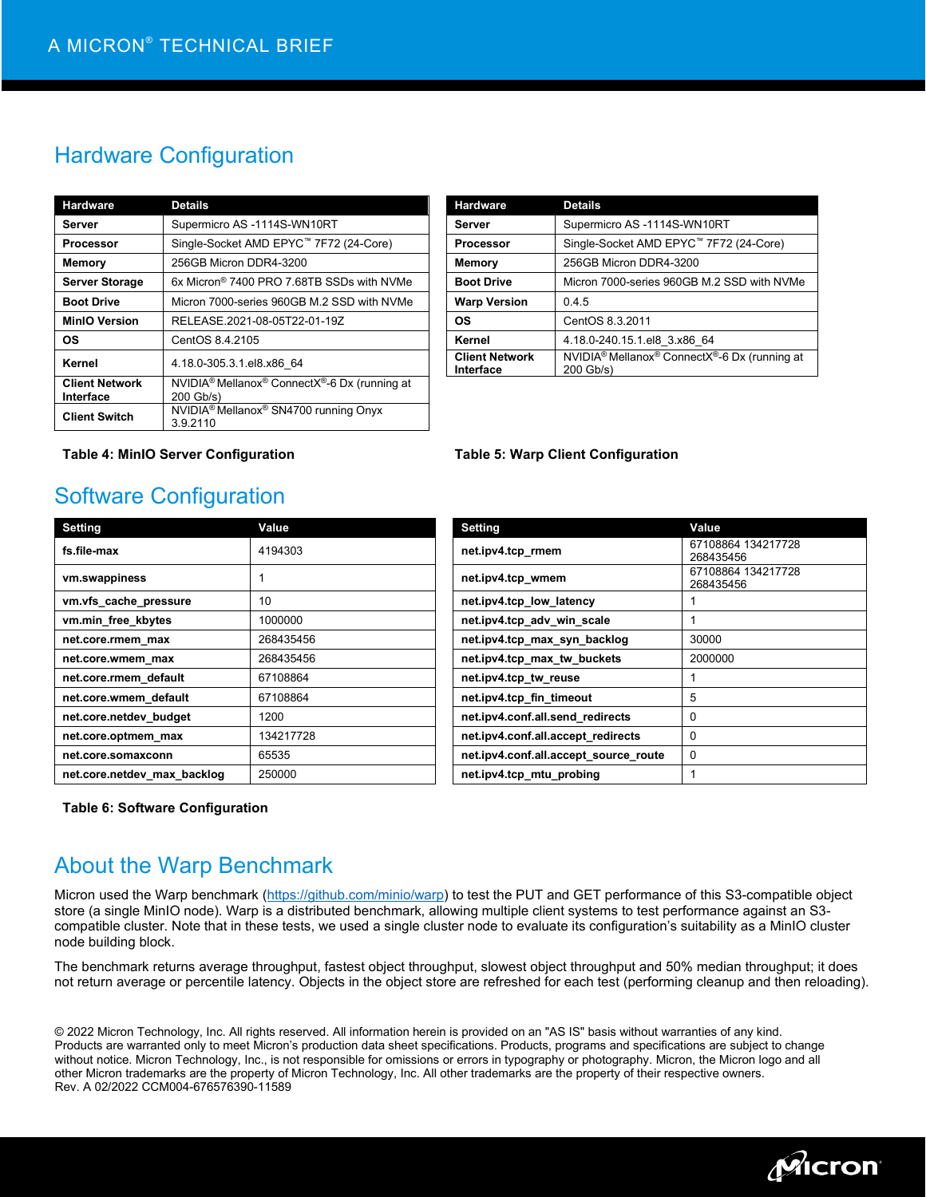## Hardware Configuration

| Hardware | Details |
|---|---|
| Server | Supermicro AS -1114S-WN10RT |
| Processor | Single-Socket AMD EPYC™ 7F72 (24-Core) |
| Memory | 256GB Micron DDR4-3200 |
| Server Storage | 6x Micron® 7400 PRO 7.68TB SSDs with NVMe |
| Boot Drive | Micron 7000-series 960GB M.2 SSD with NVMe |
| MinIO Version | RELEASE.2021-08-05T22-01-19Z |
| OS | CentOS 8.4.2105 |
| Kernel | 4.18.0-305.3.1.el8.x86_64 |
| Client Network Interface | NVIDIA® Mellanox® ConnectX®-6 Dx (running at 200 Gb/s) |
| Client Switch | NVIDIA® Mellanox® SN4700 running Onyx 3.9.2110 |

**Table 4: MinIO Server Configuration**

| Hardware | Details |
|---|---|
| Server | Supermicro AS -1114S-WN10RT |
| Processor | Single-Socket AMD EPYC™ 7F72 (24-Core) |
| Memory | 256GB Micron DDR4-3200 |
| Boot Drive | Micron 7000-series 960GB M.2 SSD with NVMe |
| Warp Version | 0.4.5 |
| OS | CentOS 8.3.2011 |
| Kernel | 4.18.0-240.15.1.el8_3.x86_64 |
| Client Network Interface | NVIDIA® Mellanox® ConnectX®-6 Dx (running at 200 Gb/s) |

**Table 5: Warp Client Configuration**

## Software Configuration

| Setting | Value |
|---|---|
| fs.file-max | 4194303 |
| vm.swappiness | 1 |
| vm.vfs_cache_pressure | 10 |
| vm.min_free_kbytes | 1000000 |
| net.core.rmem_max | 268435456 |
| net.core.wmem_max | 268435456 |
| net.core.rmem_default | 67108864 |
| net.core.wmem_default | 67108864 |
| net.core.netdev_budget | 1200 |
| net.core.optmem_max | 134217728 |
| net.core.somaxconn | 65535 |
| net.core.netdev_max_backlog | 250000 |

| Setting | Value |
|---|---|
| net.ipv4.tcp_rmem | 67108864 134217728 268435456 |
| net.ipv4.tcp_wmem | 67108864 134217728 268435456 |
| net.ipv4.tcp_low_latency | 1 |
| net.ipv4.tcp_adv_win_scale | 1 |
| net.ipv4.tcp_max_syn_backlog | 30000 |
| net.ipv4.tcp_max_tw_buckets | 2000000 |
| net.ipv4.tcp_tw_reuse | 1 |
| net.ipv4.tcp_fin_timeout | 5 |
| net.ipv4.conf.all.send_redirects | 0 |
| net.ipv4.conf.all.accept_redirects | 0 |
| net.ipv4.conf.all.accept_source_route | 0 |
| net.ipv4.tcp_mtu_probing | 1 |

**Table 6: Software Configuration**

## About the Warp Benchmark

Micron used the Warp benchmark (https://github.com/minio/warp) to test the PUT and GET performance of this S3-compatible object store (a single MinIO node). Warp is a distributed benchmark, allowing multiple client systems to test performance against an S3-compatible cluster. Note that in these tests, we used a single cluster node to evaluate its configuration's suitability as a MinIO cluster node building block.

The benchmark returns average throughput, fastest object throughput, slowest object throughput and 50% median throughput; it does not return average or percentile latency. Objects in the object store are refreshed for each test (performing cleanup and then reloading).

© 2022 Micron Technology, Inc. All rights reserved. All information herein is provided on an "AS IS" basis without warranties of any kind. Products are warranted only to meet Micron's production data sheet specifications. Products, programs and specifications are subject to change without notice. Micron Technology, Inc., is not responsible for omissions or errors in typography or photography. Micron, the Micron logo and all other Micron trademarks are the property of Micron Technology, Inc. All other trademarks are the property of their respective owners.
Rev. A 02/2022 CCM004-676576390-11589